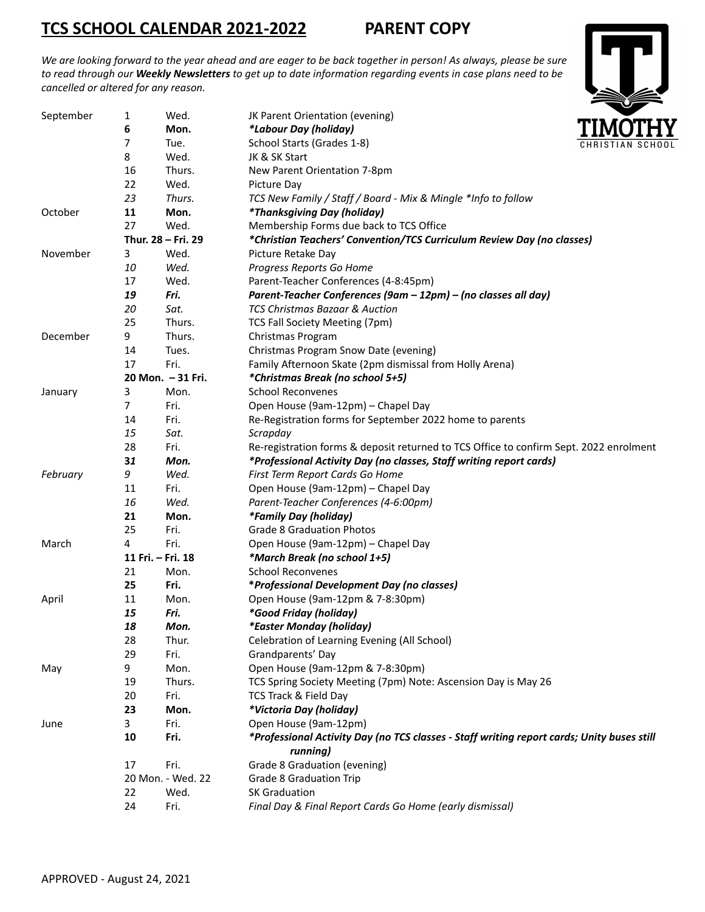# TCS SCHOOL CALENDAR 2021-2022 PARENT COPY

*We are looking forward to the year ahead and are eager to be back together in person! As always, please be sure to read through our **Weekly Newsletters** to get up to date information regarding events in case plans need to be cancelled or altered for any reason.*

| Month | Date | Day | Event |
|---|---|---|---|
| September | 1 | Wed. | JK Parent Orientation (evening) |
| | **6** | **Mon.** | ***\*Labour Day (holiday)*** |
| | 7 | Tue. | School Starts (Grades 1-8) |
| | 8 | Wed. | JK & SK Start |
| | 16 | Thurs. | New Parent Orientation 7-8pm |
| | 22 | Wed. | Picture Day |
| | *23* | *Thurs.* | *TCS New Family / Staff / Board - Mix & Mingle \*Info to follow* |
| October | **11** | **Mon.** | ***\*Thanksgiving Day (holiday)*** |
| | 27 | Wed. | Membership Forms due back to TCS Office |
| | **Thur. 28 – Fri. 29** | | ***\*Christian Teachers' Convention/TCS Curriculum Review Day (no classes)*** |
| November | 3 | Wed. | Picture Retake Day |
| | *10* | *Wed.* | *Progress Reports Go Home* |
| | 17 | Wed. | Parent-Teacher Conferences (4-8:45pm) |
| | ***19*** | ***Fri.*** | ***Parent-Teacher Conferences (9am – 12pm) – (no classes all day)*** |
| | *20* | *Sat.* | *TCS Christmas Bazaar & Auction* |
| | 25 | Thurs. | TCS Fall Society Meeting (7pm) |
| December | 9 | Thurs. | Christmas Program |
| | 14 | Tues. | Christmas Program Snow Date (evening) |
| | 17 | Fri. | Family Afternoon Skate (2pm dismissal from Holly Arena) |
| | **20 Mon. – 31 Fri.** | | ***\*Christmas Break (no school 5+5)*** |
| January | 3 | Mon. | School Reconvenes |
| | 7 | Fri. | Open House (9am-12pm) – Chapel Day |
| | 14 | Fri. | Re-Registration forms for September 2022 home to parents |
| | *15* | *Sat.* | *Scrapday* |
| | 28 | Fri. | Re-registration forms & deposit returned to TCS Office to confirm Sept. 2022 enrolment |
| | ***31*** | ***Mon.*** | ***\*Professional Activity Day (no classes, Staff writing report cards)*** |
| *February* | *9* | *Wed.* | *First Term Report Cards Go Home* |
| | 11 | Fri. | Open House (9am-12pm) – Chapel Day |
| | *16* | *Wed.* | *Parent-Teacher Conferences (4-6:00pm)* |
| | **21** | **Mon.** | ***\*Family Day (holiday)*** |
| | 25 | Fri. | Grade 8 Graduation Photos |
| March | 4 | Fri. | Open House (9am-12pm) – Chapel Day |
| | **11 Fri. – Fri. 18** | | ***\*March Break (no school 1+5)*** |
| | 21 | Mon. | School Reconvenes |
| | **25** | **Fri.** | ***\*Professional Development Day (no classes)*** |
| April | 11 | Mon. | Open House (9am-12pm & 7-8:30pm) |
| | ***15*** | ***Fri.*** | ***\*Good Friday (holiday)*** |
| | ***18*** | ***Mon.*** | ***\*Easter Monday (holiday)*** |
| | 28 | Thur. | Celebration of Learning Evening (All School) |
| | 29 | Fri. | Grandparents' Day |
| May | 9 | Mon. | Open House (9am-12pm & 7-8:30pm) |
| | 19 | Thurs. | TCS Spring Society Meeting (7pm) Note: Ascension Day is May 26 |
| | 20 | Fri. | TCS Track & Field Day |
| | **23** | **Mon.** | ***\*Victoria Day (holiday)*** |
| June | 3 | Fri. | Open House (9am-12pm) |
| | **10** | **Fri.** | ***\*Professional Activity Day (no TCS classes - Staff writing report cards; Unity buses still running)*** |
| | 17 | Fri. | Grade 8 Graduation (evening) |
| | 20 Mon. - Wed. 22 | | Grade 8 Graduation Trip |
| | 22 | Wed. | SK Graduation |
| | 24 | Fri. | *Final Day & Final Report Cards Go Home (early dismissal)* |

APPROVED - August 24, 2021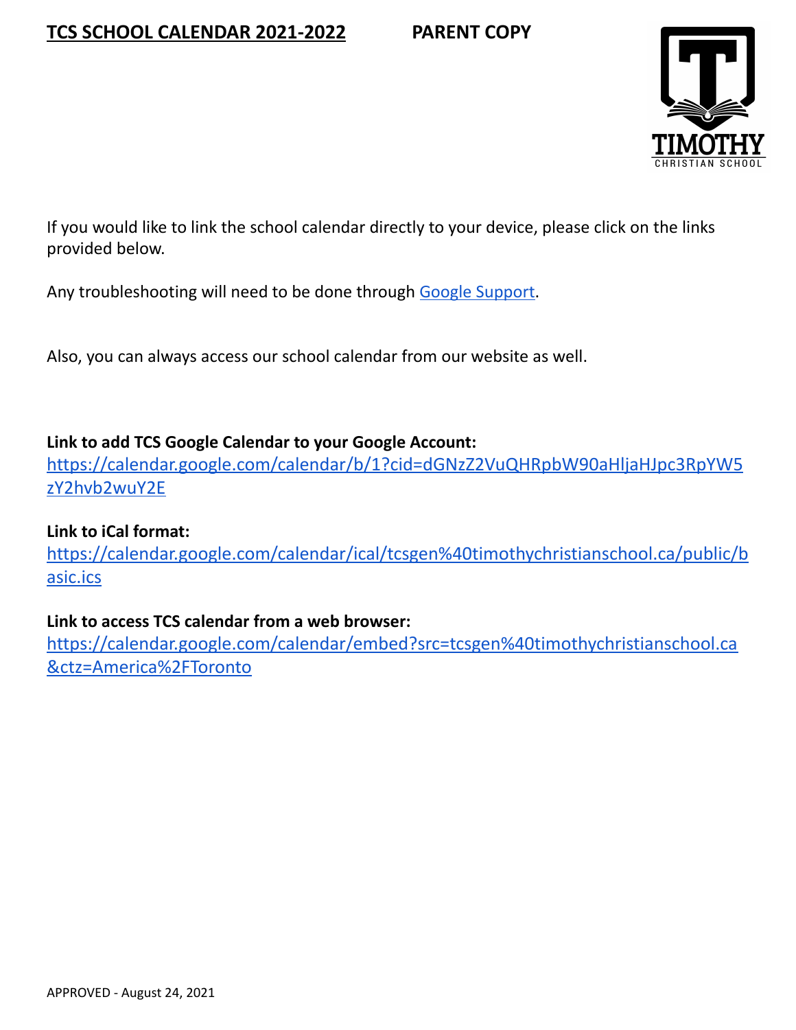# TCS SCHOOL CALENDAR 2021-2022 PARENT COPY

If you would like to link the school calendar directly to your device, please click on the links provided below.

Any troubleshooting will need to be done through Google Support.

Also, you can always access our school calendar from our website as well.

**Link to add TCS Google Calendar to your Google Account:**
https://calendar.google.com/calendar/b/1?cid=dGNzZ2VuQHRpbW90aHljaHJpc3RpYW5zY2hvb2wuY2E

**Link to iCal format:**
https://calendar.google.com/calendar/ical/tcsgen%40timothychristianschool.ca/public/basic.ics

**Link to access TCS calendar from a web browser:**
https://calendar.google.com/calendar/embed?src=tcsgen%40timothychristianschool.ca&ctz=America%2FToronto

APPROVED - August 24, 2021